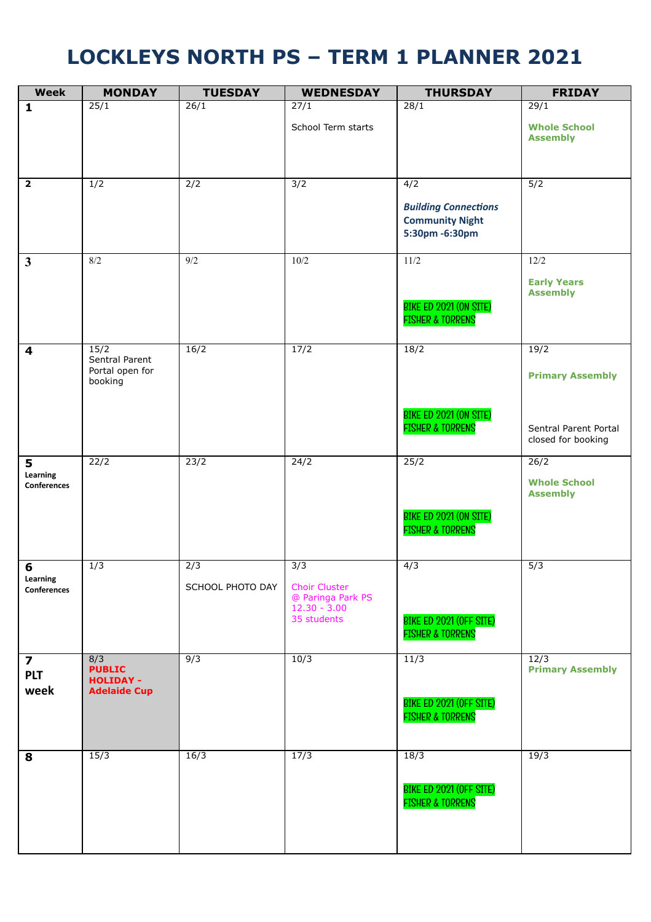# LOCKLEYS NORTH PS – TERM 1 PLANNER 2021

| Week | MONDAY | TUESDAY | WEDNESDAY | THURSDAY | FRIDAY |
|---|---|---|---|---|---|
| **1** | 25/1 | 26/1 | 27/1<br>School Term starts | 28/1 | 29/1<br>**Whole School Assembly** |
| **2** | 1/2 | 2/2 | 3/2 | 4/2<br>***Building Connections* Community Night 5:30pm -6:30pm** | 5/2 |
| **3** | 8/2 | 9/2 | 10/2 | 11/2<br>BIKE ED 2021 (ON SITE) FISHER & TORRENS | 12/2<br>**Early Years Assembly** |
| **4** | 15/2<br>Sentral Parent Portal open for booking | 16/2 | 17/2 | 18/2<br>BIKE ED 2021 (ON SITE) FISHER & TORRENS | 19/2<br>**Primary Assembly**<br>Sentral Parent Portal closed for booking |
| **5** Learning Conferences | 22/2 | 23/2 | 24/2 | 25/2<br>BIKE ED 2021 (ON SITE) FISHER & TORRENS | 26/2<br>**Whole School Assembly** |
| **6** Learning Conferences | 1/3 | 2/3<br>SCHOOL PHOTO DAY | 3/3<br>Choir Cluster @ Paringa Park PS 12.30 - 3.00 35 students | 4/3<br>BIKE ED 2021 (OFF SITE) FISHER & TORRENS | 5/3 |
| **7 PLT week** | 8/3<br>**PUBLIC HOLIDAY - Adelaide Cup** | 9/3 | 10/3 | 11/3<br>BIKE ED 2021 (OFF SITE) FISHER & TORRENS | 12/3<br>**Primary Assembly** |
| **8** | 15/3 | 16/3 | 17/3 | 18/3<br>BIKE ED 2021 (OFF SITE) FISHER & TORRENS | 19/3 |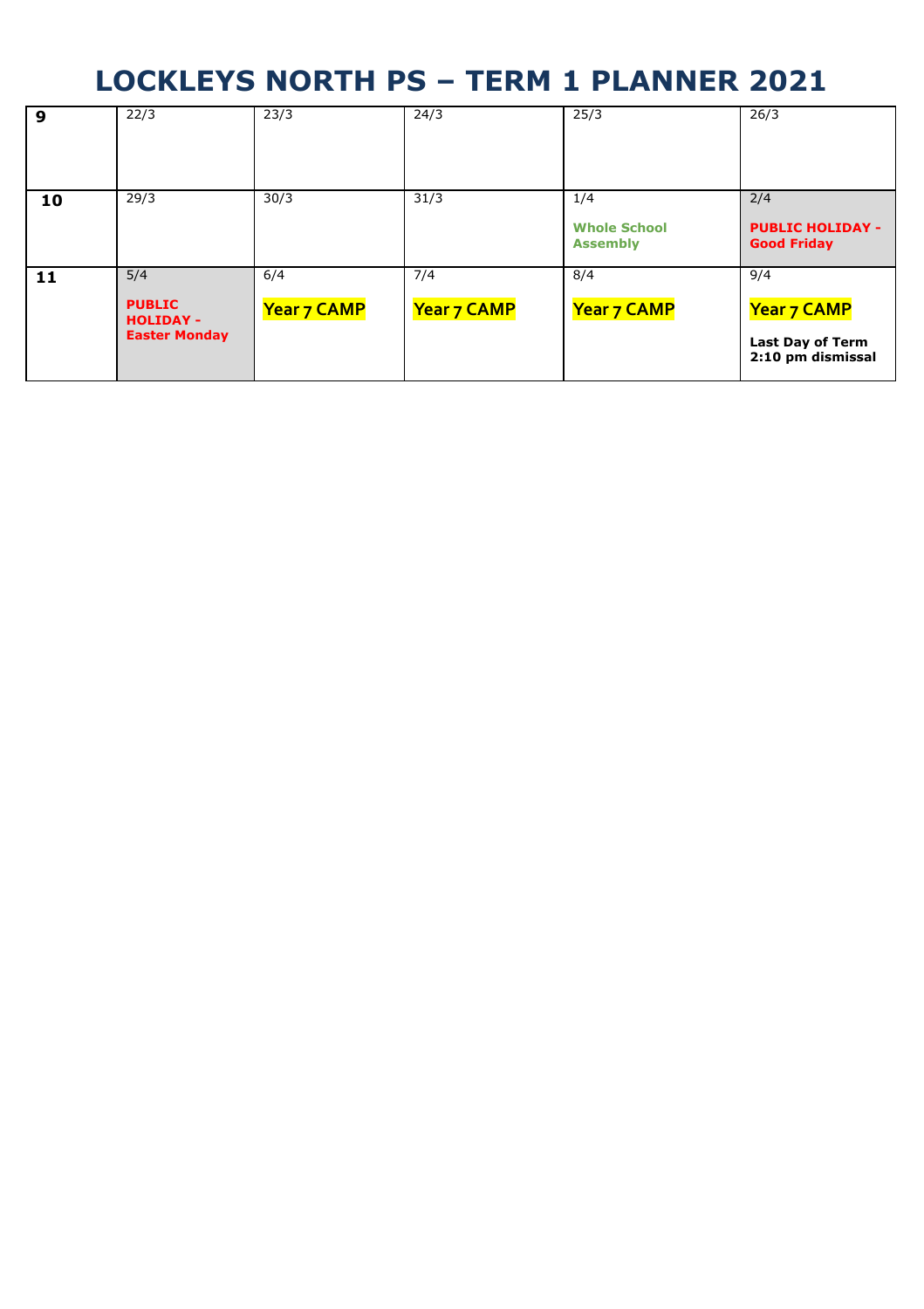# LOCKLEYS NORTH PS – TERM 1 PLANNER 2021

| | | | | | |
|---|---|---|---|---|---|
| **9** | 22/3 | 23/3 | 24/3 | 25/3 | 26/3 |
| **10** | 29/3 | 30/3 | 31/3 | 1/4<br>**Whole School Assembly** | 2/4<br>**PUBLIC HOLIDAY - Good Friday** |
| **11** | 5/4<br>**PUBLIC HOLIDAY - Easter Monday** | 6/4<br>**Year 7 CAMP** | 7/4<br>**Year 7 CAMP** | 8/4<br>**Year 7 CAMP** | 9/4<br>**Year 7 CAMP**<br>**Last Day of Term 2:10 pm dismissal** |